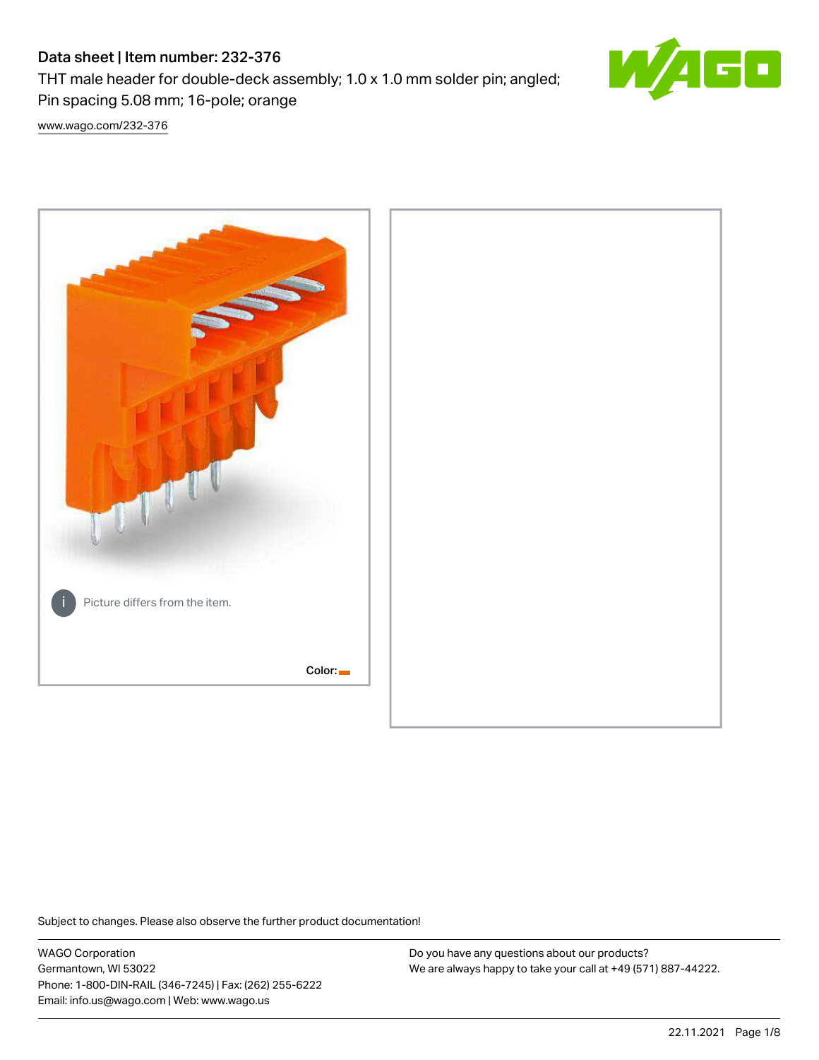# Data sheet | Item number: 232-376

THT male header for double-deck assembly; 1.0 x 1.0 mm solder pin; angled; Pin spacing 5.08 mm; 16-pole; orange

www.wago.com/232-376

Picture differs from the item.

Color:

Subject to changes. Please also observe the further product documentation!

WAGO Corporation
Germantown, WI 53022
Phone: 1-800-DIN-RAIL (346-7245) | Fax: (262) 255-6222
Email: info.us@wago.com | Web: www.wago.us

Do you have any questions about our products?
We are always happy to take your call at +49 (571) 887-44222.

22.11.2021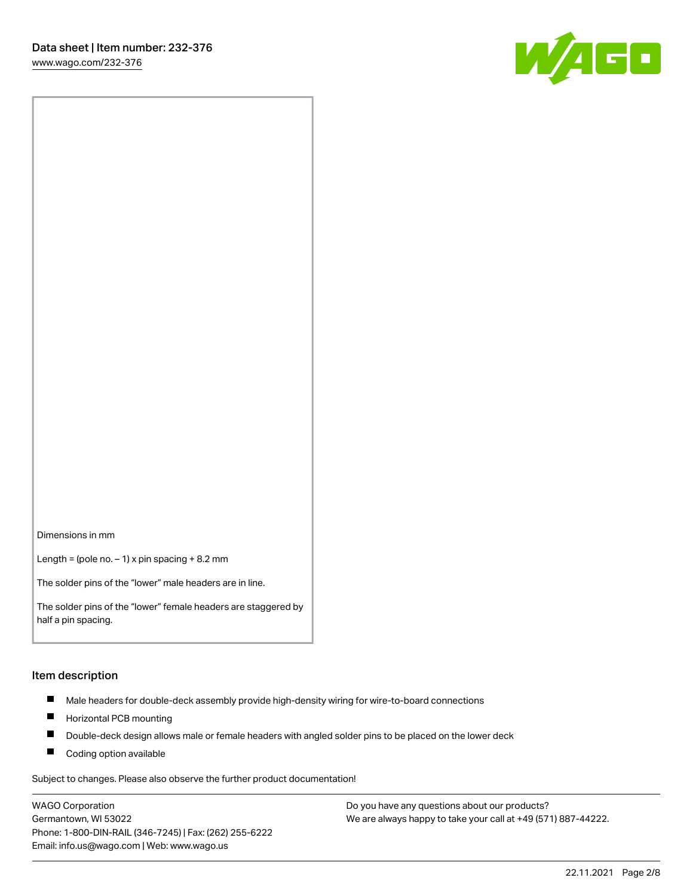Dimensions in mm

Length = (pole no. – 1) x pin spacing + 8.2 mm

The solder pins of the “lower” male headers are in line.

The solder pins of the “lower” female headers are staggered by half a pin spacing.

## Item description

- Male headers for double-deck assembly provide high-density wiring for wire-to-board connections
- Horizontal PCB mounting
- Double-deck design allows male or female headers with angled solder pins to be placed on the lower deck
- Coding option available

Subject to changes. Please also observe the further product documentation!

WAGO Corporation
Germantown, WI 53022
Phone: 1-800-DIN-RAIL (346-7245) | Fax: (262) 255-6222
Email: info.us@wago.com | Web: www.wago.us

Do you have any questions about our products?
We are always happy to take your call at +49 (571) 887-44222.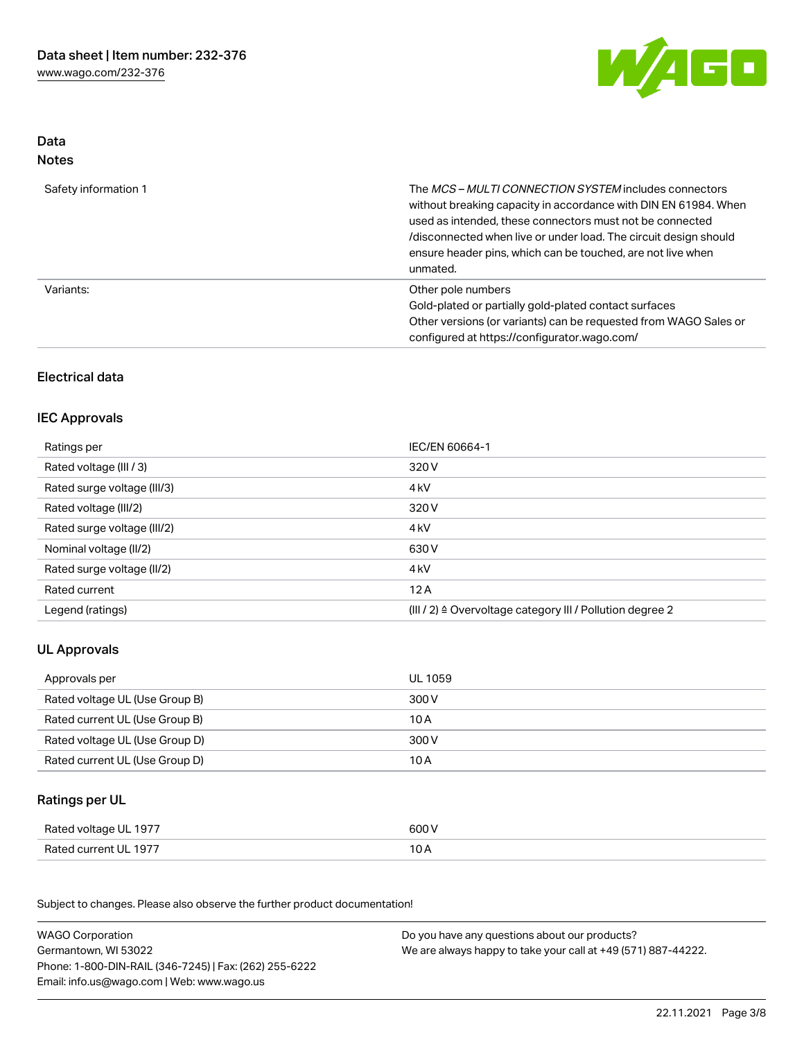## Data

### Notes

| | |
|---|---|
| Safety information 1 | The *MCS – MULTI CONNECTION SYSTEM* includes connectors without breaking capacity in accordance with DIN EN 61984. When used as intended, these connectors must not be connected /disconnected when live or under load. The circuit design should ensure header pins, which can be touched, are not live when unmated. |
| Variants: | Other pole numbers<br>Gold-plated or partially gold-plated contact surfaces<br>Other versions (or variants) can be requested from WAGO Sales or configured at https://configurator.wago.com/ |

## Electrical data

### IEC Approvals

| | |
|---|---|
| Ratings per | IEC/EN 60664-1 |
| Rated voltage (III / 3) | 320 V |
| Rated surge voltage (III/3) | 4 kV |
| Rated voltage (III/2) | 320 V |
| Rated surge voltage (III/2) | 4 kV |
| Nominal voltage (II/2) | 630 V |
| Rated surge voltage (II/2) | 4 kV |
| Rated current | 12 A |
| Legend (ratings) | (III / 2) ≙ Overvoltage category III / Pollution degree 2 |

### UL Approvals

| | |
|---|---|
| Approvals per | UL 1059 |
| Rated voltage UL (Use Group B) | 300 V |
| Rated current UL (Use Group B) | 10 A |
| Rated voltage UL (Use Group D) | 300 V |
| Rated current UL (Use Group D) | 10 A |

### Ratings per UL

| | |
|---|---|
| Rated voltage UL 1977 | 600 V |
| Rated current UL 1977 | 10 A |

Subject to changes. Please also observe the further product documentation!

WAGO Corporation
Germantown, WI 53022
Phone: 1-800-DIN-RAIL (346-7245) | Fax: (262) 255-6222
Email: info.us@wago.com | Web: www.wago.us

Do you have any questions about our products?
We are always happy to take your call at +49 (571) 887-44222.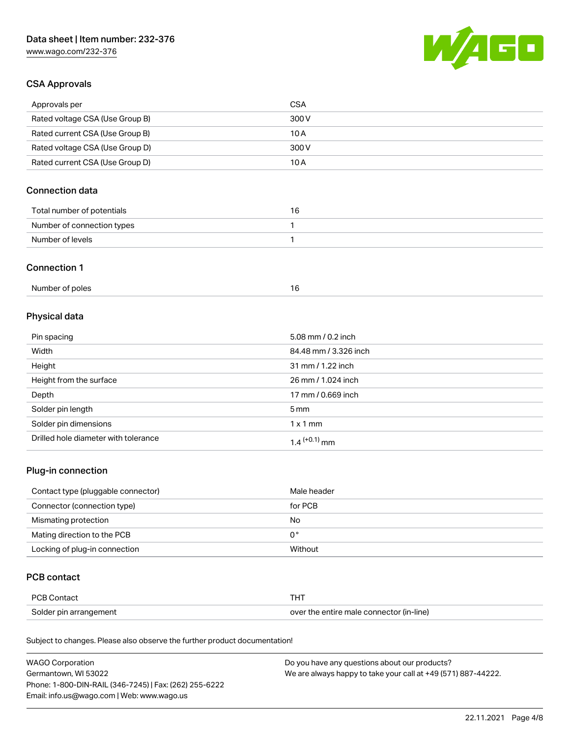## CSA Approvals

| | |
|---|---|
| Approvals per | CSA |
| Rated voltage CSA (Use Group B) | 300 V |
| Rated current CSA (Use Group B) | 10 A |
| Rated voltage CSA (Use Group D) | 300 V |
| Rated current CSA (Use Group D) | 10 A |

## Connection data

| | |
|---|---|
| Total number of potentials | 16 |
| Number of connection types | 1 |
| Number of levels | 1 |

## Connection 1

| | |
|---|---|
| Number of poles | 16 |

## Physical data

| | |
|---|---|
| Pin spacing | 5.08 mm / 0.2 inch |
| Width | 84.48 mm / 3.326 inch |
| Height | 31 mm / 1.22 inch |
| Height from the surface | 26 mm / 1.024 inch |
| Depth | 17 mm / 0.669 inch |
| Solder pin length | 5 mm |
| Solder pin dimensions | 1 x 1 mm |
| Drilled hole diameter with tolerance | $1.4^{(+0.1)}$ mm |

## Plug-in connection

| | |
|---|---|
| Contact type (pluggable connector) | Male header |
| Connector (connection type) | for PCB |
| Mismating protection | No |
| Mating direction to the PCB | 0 ° |
| Locking of plug-in connection | Without |

## PCB contact

| | |
|---|---|
| PCB Contact | THT |
| Solder pin arrangement | over the entire male connector (in-line) |

Subject to changes. Please also observe the further product documentation!

WAGO Corporation
Germantown, WI 53022
Phone: 1-800-DIN-RAIL (346-7245) | Fax: (262) 255-6222
Email: info.us@wago.com | Web: www.wago.us

Do you have any questions about our products?
We are always happy to take your call at +49 (571) 887-44222.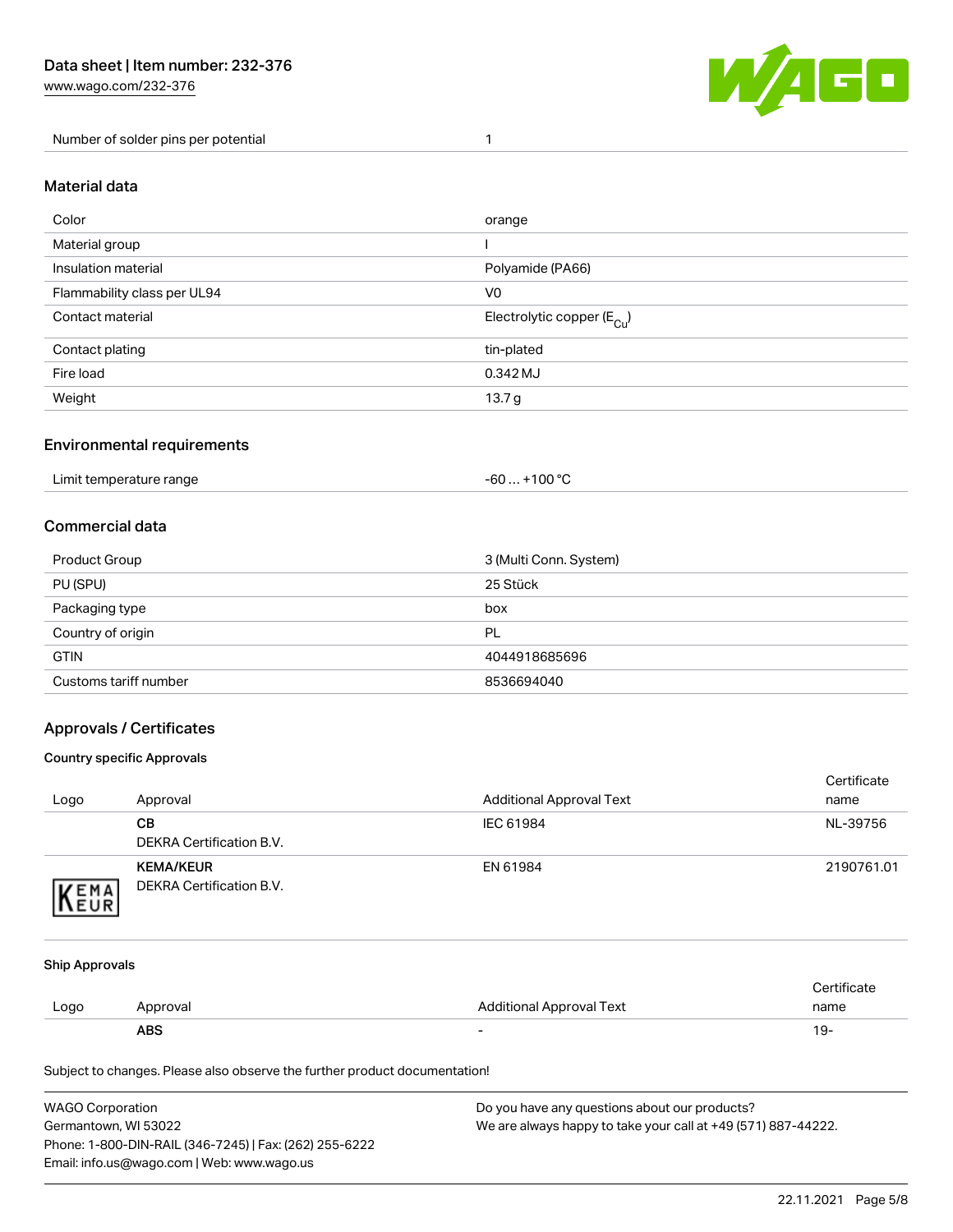| Number of solder pins per potential | 1 |
| --- | --- |

## Material data

| Color | orange |
| --- | --- |
| Material group | I |
| Insulation material | Polyamide (PA66) |
| Flammability class per UL94 | V0 |
| Contact material | Electrolytic copper ($E_{Cu}$) |
| Contact plating | tin-plated |
| Fire load | 0.342 MJ |
| Weight | 13.7 g |

## Environmental requirements

| Limit temperature range | -60 … +100 °C |
| --- | --- |

## Commercial data

| Product Group | 3 (Multi Conn. System) |
| --- | --- |
| PU (SPU) | 25 Stück |
| Packaging type | box |
| Country of origin | PL |
| GTIN | 4044918685696 |
| Customs tariff number | 8536694040 |

## Approvals / Certificates

### Country specific Approvals

| Logo | Approval | Additional Approval Text | Certificate name |
| --- | --- | --- | --- |
| | **CB**<br>DEKRA Certification B.V. | IEC 61984 | NL-39756 |
| | **KEMA/KEUR**<br>DEKRA Certification B.V. | EN 61984 | 2190761.01 |

### Ship Approvals

| Logo | Approval | Additional Approval Text | Certificate name |
| --- | --- | --- | --- |
| | **ABS** | - | 19- |

Subject to changes. Please also observe the further product documentation!

WAGO Corporation
Germantown, WI 53022
Phone: 1-800-DIN-RAIL (346-7245) | Fax: (262) 255-6222
Email: info.us@wago.com | Web: www.wago.us

Do you have any questions about our products?
We are always happy to take your call at +49 (571) 887-44222.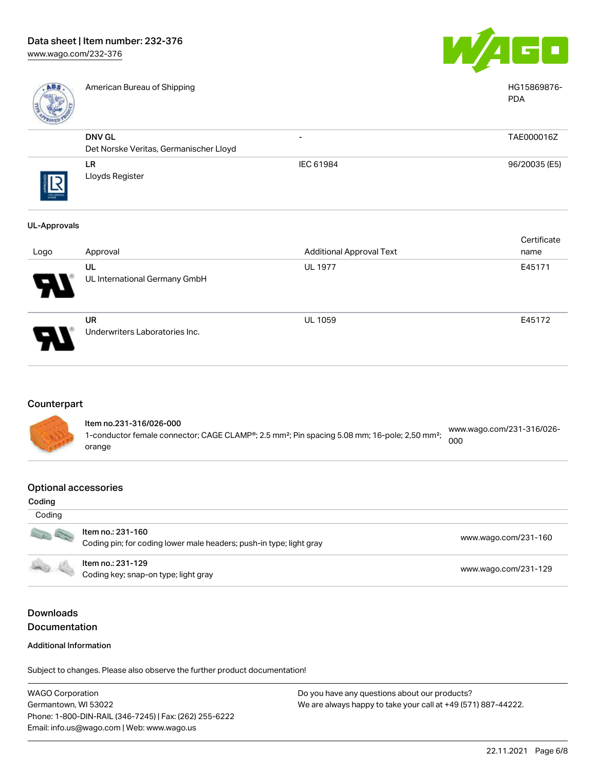| | | | |
|---|---|---|---|
| | American Bureau of Shipping | | HG15869876-PDA |
| | **DNV GL**<br>Det Norske Veritas, Germanischer Lloyd | - | TAE000016Z |
| | **LR**<br>Lloyds Register | IEC 61984 | 96/20035 (E5) |

### UL-Approvals

| Logo | Approval | Additional Approval Text | Certificate name |
|---|---|---|---|
| | **UL**<br>UL International Germany GmbH | UL 1977 | E45171 |
| | **UR**<br>Underwriters Laboratories Inc. | UL 1059 | E45172 |

## Counterpart

**Item no.231-316/026-000**
1-conductor female connector; CAGE CLAMP®; 2.5 mm²; Pin spacing 5.08 mm; 16-pole; 2,50 mm²; orange — www.wago.com/231-316/026-000

## Optional accessories

### Coding

| Coding | |
|---|---|
| **Item no.: 231-160**<br>Coding pin; for coding lower male headers; push-in type; light gray | www.wago.com/231-160 |
| **Item no.: 231-129**<br>Coding key; snap-on type; light gray | www.wago.com/231-129 |

## Downloads
## Documentation

### Additional Information

Subject to changes. Please also observe the further product documentation!

WAGO Corporation
Germantown, WI 53022
Phone: 1-800-DIN-RAIL (346-7245) | Fax: (262) 255-6222
Email: info.us@wago.com | Web: www.wago.us

Do you have any questions about our products?
We are always happy to take your call at +49 (571) 887-44222.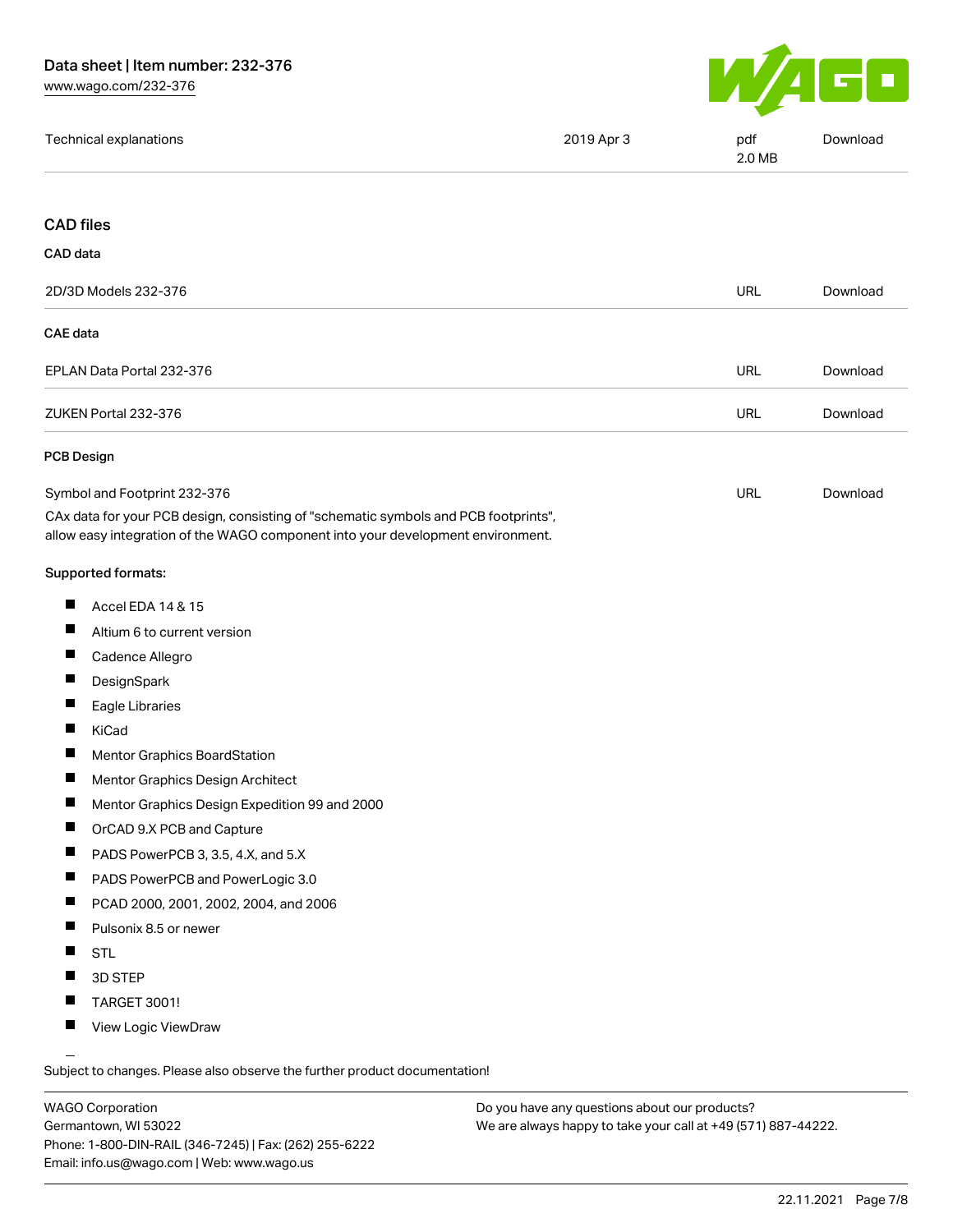| Technical explanations | 2019 Apr 3 | pdf 2.0 MB | Download |
| --- | --- | --- | --- |

## CAD files

### CAD data

| 2D/3D Models 232-376 | URL | Download |
| --- | --- | --- |

### CAE data

| EPLAN Data Portal 232-376 | URL | Download |
| --- | --- | --- |
| ZUKEN Portal 232-376 | URL | Download |

### PCB Design

| Symbol and Footprint 232-376 | URL | Download |
| --- | --- | --- |

CAx data for your PCB design, consisting of "schematic symbols and PCB footprints", allow easy integration of the WAGO component into your development environment.

Supported formats:

- Accel EDA 14 & 15
- Altium 6 to current version
- Cadence Allegro
- DesignSpark
- Eagle Libraries
- KiCad
- Mentor Graphics BoardStation
- Mentor Graphics Design Architect
- Mentor Graphics Design Expedition 99 and 2000
- OrCAD 9.X PCB and Capture
- PADS PowerPCB 3, 3.5, 4.X, and 5.X
- PADS PowerPCB and PowerLogic 3.0
- PCAD 2000, 2001, 2002, 2004, and 2006
- Pulsonix 8.5 or newer
- STL
- 3D STEP
- TARGET 3001!
- View Logic ViewDraw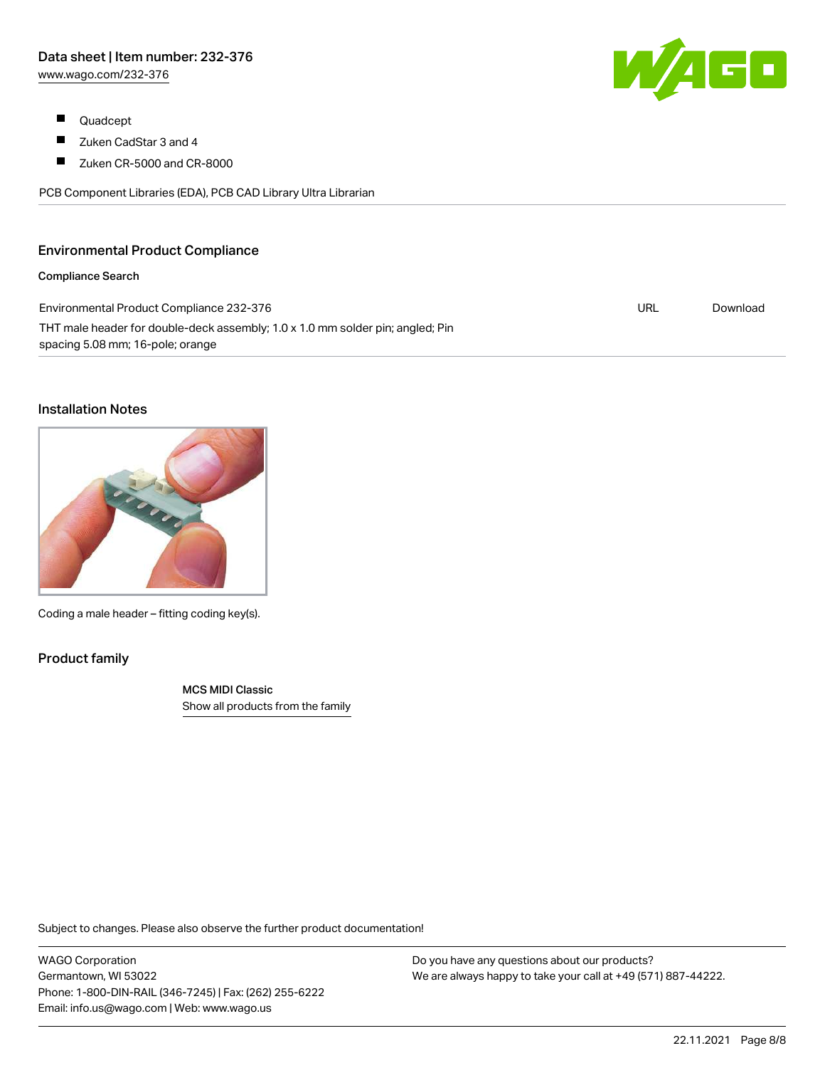- Quadcept
- Zuken CadStar 3 and 4
- Zuken CR-5000 and CR-8000

PCB Component Libraries (EDA), PCB CAD Library Ultra Librarian

## Environmental Product Compliance

### Compliance Search

| | | |
|---|---|---|
| Environmental Product Compliance 232-376<br>THT male header for double-deck assembly; 1.0 x 1.0 mm solder pin; angled; Pin spacing 5.08 mm; 16-pole; orange | URL | Download |

## Installation Notes

Coding a male header – fitting coding key(s).

## Product family

**MCS MIDI Classic**
Show all products from the family

Subject to changes. Please also observe the further product documentation!

WAGO Corporation
Germantown, WI 53022
Phone: 1-800-DIN-RAIL (346-7245) | Fax: (262) 255-6222
Email: info.us@wago.com | Web: www.wago.us

Do you have any questions about our products?
We are always happy to take your call at +49 (571) 887-44222.

22.11.2021